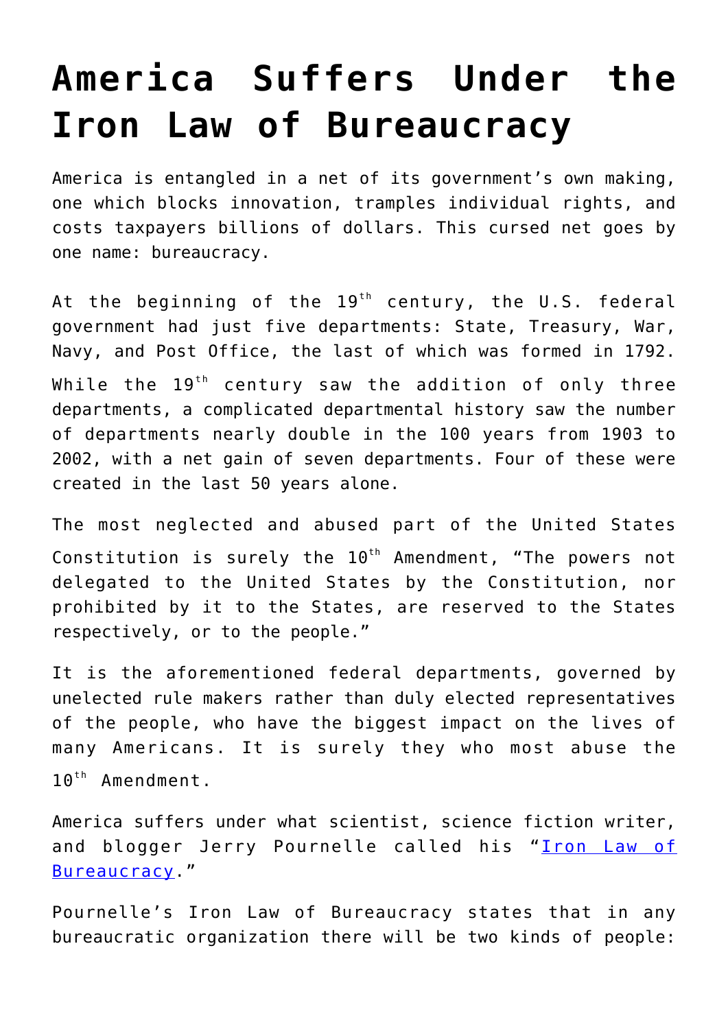# America Suffers Under the Iron Law of Bureaucracy

America is entangled in a net of its government's own making, one which blocks innovation, tramples individual rights, and costs taxpayers billions of dollars. This cursed net goes by one name: bureaucracy.

At the beginning of the 19th century, the U.S. federal government had just five departments: State, Treasury, War, Navy, and Post Office, the last of which was formed in 1792. While the 19th century saw the addition of only three departments, a complicated departmental history saw the number of departments nearly double in the 100 years from 1903 to 2002, with a net gain of seven departments. Four of these were created in the last 50 years alone.

The most neglected and abused part of the United States Constitution is surely the 10th Amendment, "The powers not delegated to the United States by the Constitution, nor prohibited by it to the States, are reserved to the States respectively, or to the people."

It is the aforementioned federal departments, governed by unelected rule makers rather than duly elected representatives of the people, who have the biggest impact on the lives of many Americans. It is surely they who most abuse the 10th Amendment.

America suffers under what scientist, science fiction writer, and blogger Jerry Pournelle called his "Iron Law of Bureaucracy."

Pournelle's Iron Law of Bureaucracy states that in any bureaucratic organization there will be two kinds of people: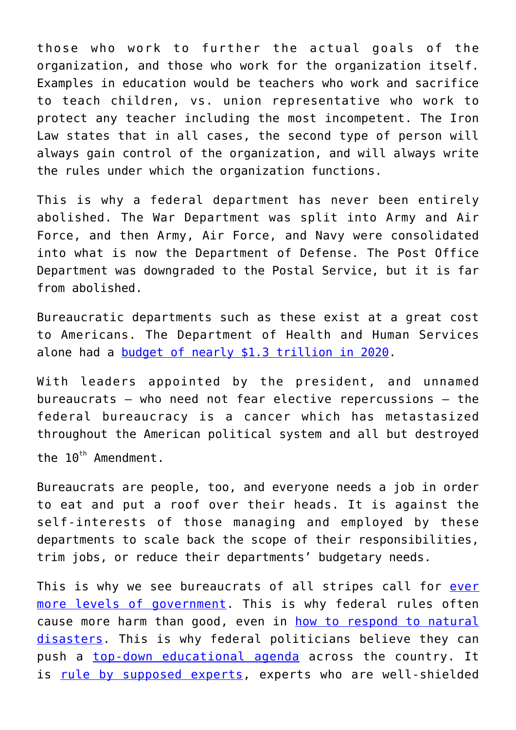those who work to further the actual goals of the organization, and those who work for the organization itself. Examples in education would be teachers who work and sacrifice to teach children, vs. union representative who work to protect any teacher including the most incompetent. The Iron Law states that in all cases, the second type of person will always gain control of the organization, and will always write the rules under which the organization functions.

This is why a federal department has never been entirely abolished. The War Department was split into Army and Air Force, and then Army, Air Force, and Navy were consolidated into what is now the Department of Defense. The Post Office Department was downgraded to the Postal Service, but it is far from abolished.

Bureaucratic departments such as these exist at a great cost to Americans. The Department of Health and Human Services alone had a [budget of nearly $1.3 trillion in 2020]().

With leaders appointed by the president, and unnamed bureaucrats — who need not fear elective repercussions — the federal bureaucracy is a cancer which has metastasized throughout the American political system and all but destroyed the 10th Amendment.

Bureaucrats are people, too, and everyone needs a job in order to eat and put a roof over their heads. It is against the self-interests of those managing and employed by these departments to scale back the scope of their responsibilities, trim jobs, or reduce their departments' budgetary needs.

This is why we see bureaucrats of all stripes call for [ever more levels of government](). This is why federal rules often cause more harm than good, even in [how to respond to natural disasters](). This is why federal politicians believe they can push a [top-down educational agenda]() across the country. It is [rule by supposed experts](), experts who are well-shielded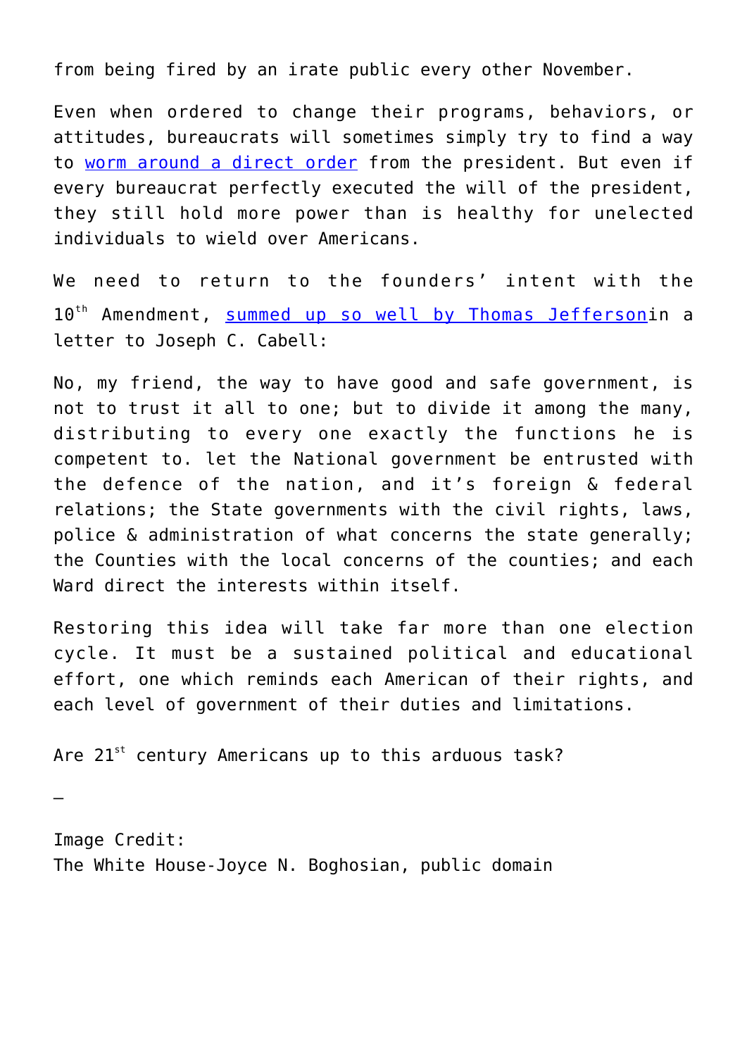from being fired by an irate public every other November.

Even when ordered to change their programs, behaviors, or attitudes, bureaucrats will sometimes simply try to find a way to worm around a direct order from the president. But even if every bureaucrat perfectly executed the will of the president, they still hold more power than is healthy for unelected individuals to wield over Americans.

We need to return to the founders' intent with the 10th Amendment, summed up so well by Thomas Jeffersonin a letter to Joseph C. Cabell:

No, my friend, the way to have good and safe government, is not to trust it all to one; but to divide it among the many, distributing to every one exactly the functions he is competent to. let the National government be entrusted with the defence of the nation, and it's foreign & federal relations; the State governments with the civil rights, laws, police & administration of what concerns the state generally; the Counties with the local concerns of the counties; and each Ward direct the interests within itself.

Restoring this idea will take far more than one election cycle. It must be a sustained political and educational effort, one which reminds each American of their rights, and each level of government of their duties and limitations.

Are 21st century Americans up to this arduous task?

—

Image Credit:
The White House-Joyce N. Boghosian, public domain